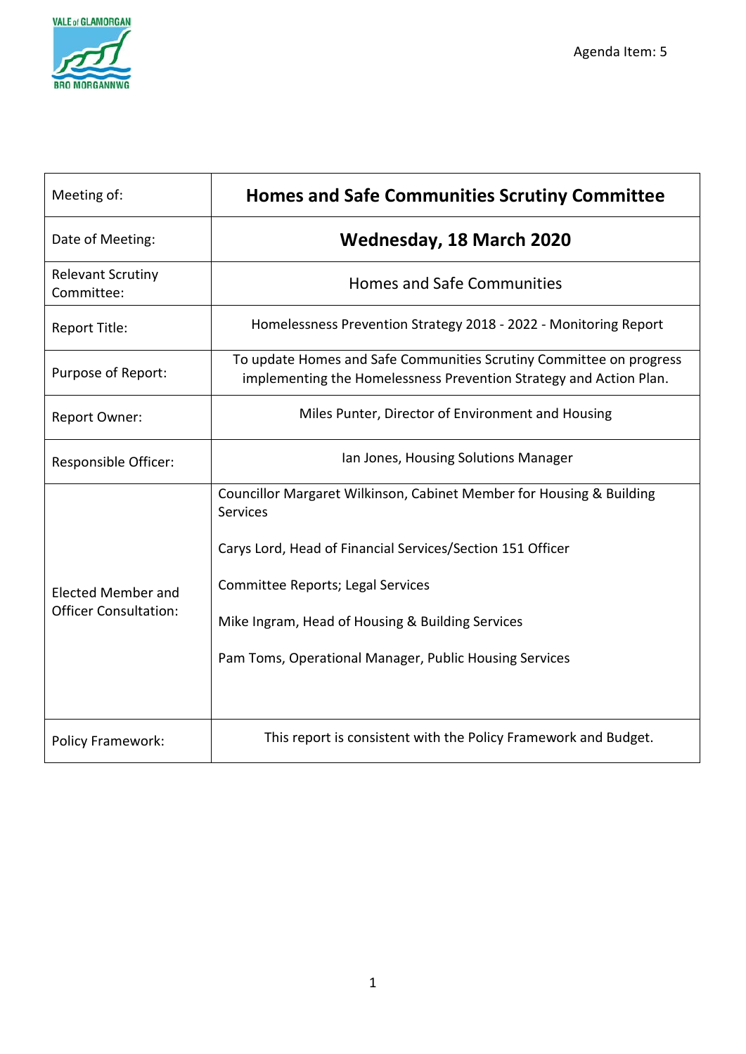Agenda Item: 5

| Meeting of: | **Homes and Safe Communities Scrutiny Committee** |
|---|---|
| Date of Meeting: | **Wednesday, 18 March 2020** |
| Relevant Scrutiny Committee: | Homes and Safe Communities |
| Report Title: | Homelessness Prevention Strategy 2018 - 2022 - Monitoring Report |
| Purpose of Report: | To update Homes and Safe Communities Scrutiny Committee on progress implementing the Homelessness Prevention Strategy and Action Plan. |
| Report Owner: | Miles Punter, Director of Environment and Housing |
| Responsible Officer: | Ian Jones, Housing Solutions Manager |
| Elected Member and Officer Consultation: | Councillor Margaret Wilkinson, Cabinet Member for Housing & Building Services<br><br>Carys Lord, Head of Financial Services/Section 151 Officer<br><br>Committee Reports; Legal Services<br><br>Mike Ingram, Head of Housing & Building Services<br><br>Pam Toms, Operational Manager, Public Housing Services |
| Policy Framework: | This report is consistent with the Policy Framework and Budget. |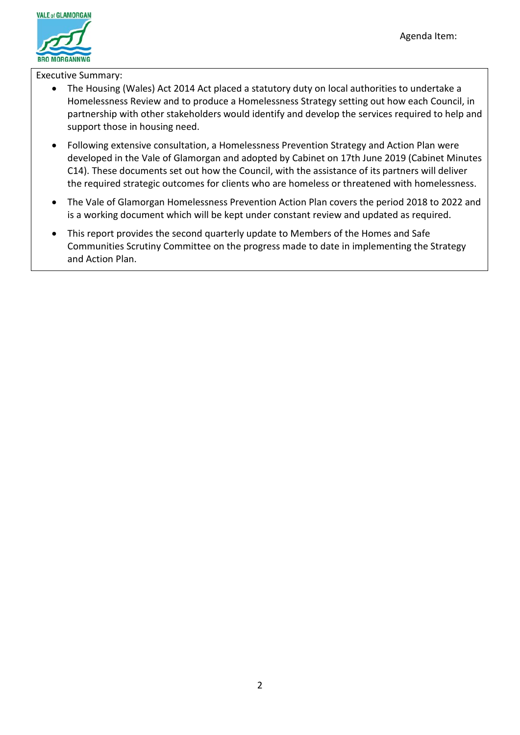Agenda Item:

Executive Summary:

- The Housing (Wales) Act 2014 Act placed a statutory duty on local authorities to undertake a Homelessness Review and to produce a Homelessness Strategy setting out how each Council, in partnership with other stakeholders would identify and develop the services required to help and support those in housing need.
- Following extensive consultation, a Homelessness Prevention Strategy and Action Plan were developed in the Vale of Glamorgan and adopted by Cabinet on 17th June 2019 (Cabinet Minutes C14). These documents set out how the Council, with the assistance of its partners will deliver the required strategic outcomes for clients who are homeless or threatened with homelessness.
- The Vale of Glamorgan Homelessness Prevention Action Plan covers the period 2018 to 2022 and is a working document which will be kept under constant review and updated as required.
- This report provides the second quarterly update to Members of the Homes and Safe Communities Scrutiny Committee on the progress made to date in implementing the Strategy and Action Plan.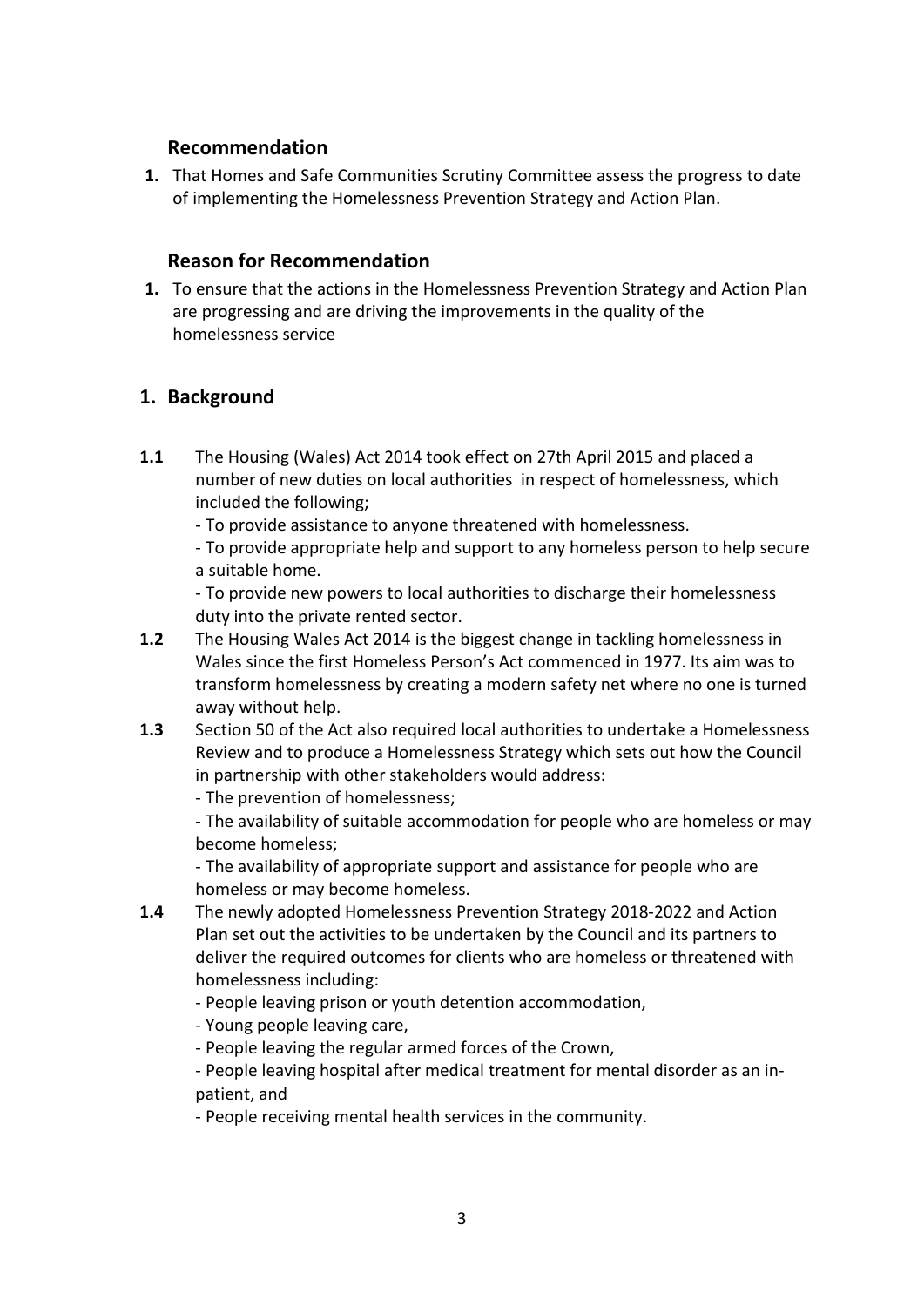## Recommendation

1. That Homes and Safe Communities Scrutiny Committee assess the progress to date of implementing the Homelessness Prevention Strategy and Action Plan.

## Reason for Recommendation

1. To ensure that the actions in the Homelessness Prevention Strategy and Action Plan are progressing and are driving the improvements in the quality of the homelessness service

## 1. Background

**1.1** The Housing (Wales) Act 2014 took effect on 27th April 2015 and placed a number of new duties on local authorities in respect of homelessness, which included the following;

- To provide assistance to anyone threatened with homelessness.
- To provide appropriate help and support to any homeless person to help secure a suitable home.
- To provide new powers to local authorities to discharge their homelessness duty into the private rented sector.

**1.2** The Housing Wales Act 2014 is the biggest change in tackling homelessness in Wales since the first Homeless Person's Act commenced in 1977. Its aim was to transform homelessness by creating a modern safety net where no one is turned away without help.

**1.3** Section 50 of the Act also required local authorities to undertake a Homelessness Review and to produce a Homelessness Strategy which sets out how the Council in partnership with other stakeholders would address:

- The prevention of homelessness;
- The availability of suitable accommodation for people who are homeless or may become homeless;
- The availability of appropriate support and assistance for people who are homeless or may become homeless.

**1.4** The newly adopted Homelessness Prevention Strategy 2018-2022 and Action Plan set out the activities to be undertaken by the Council and its partners to deliver the required outcomes for clients who are homeless or threatened with homelessness including:

- People leaving prison or youth detention accommodation,
- Young people leaving care,
- People leaving the regular armed forces of the Crown,
- People leaving hospital after medical treatment for mental disorder as an in-patient, and
- People receiving mental health services in the community.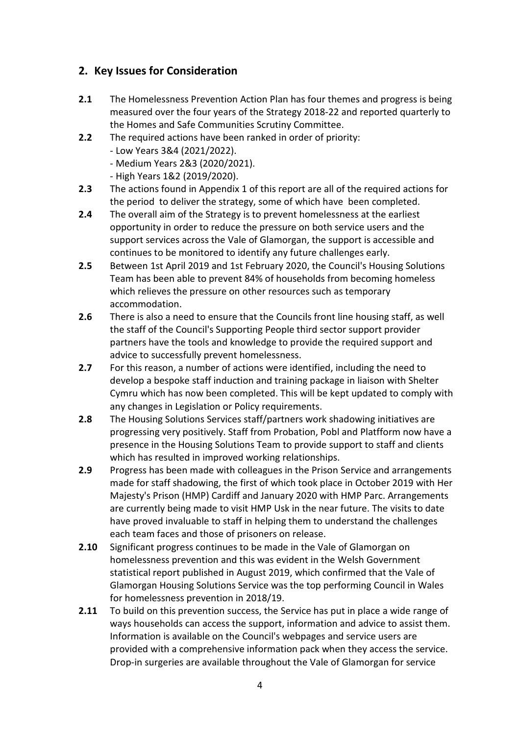## 2. Key Issues for Consideration

**2.1** The Homelessness Prevention Action Plan has four themes and progress is being measured over the four years of the Strategy 2018-22 and reported quarterly to the Homes and Safe Communities Scrutiny Committee.

**2.2** The required actions have been ranked in order of priority:
- Low Years 3&4 (2021/2022).
- Medium Years 2&3 (2020/2021).
- High Years 1&2 (2019/2020).

**2.3** The actions found in Appendix 1 of this report are all of the required actions for the period to deliver the strategy, some of which have been completed.

**2.4** The overall aim of the Strategy is to prevent homelessness at the earliest opportunity in order to reduce the pressure on both service users and the support services across the Vale of Glamorgan, the support is accessible and continues to be monitored to identify any future challenges early.

**2.5** Between 1st April 2019 and 1st February 2020, the Council's Housing Solutions Team has been able to prevent 84% of households from becoming homeless which relieves the pressure on other resources such as temporary accommodation.

**2.6** There is also a need to ensure that the Councils front line housing staff, as well the staff of the Council's Supporting People third sector support provider partners have the tools and knowledge to provide the required support and advice to successfully prevent homelessness.

**2.7** For this reason, a number of actions were identified, including the need to develop a bespoke staff induction and training package in liaison with Shelter Cymru which has now been completed. This will be kept updated to comply with any changes in Legislation or Policy requirements.

**2.8** The Housing Solutions Services staff/partners work shadowing initiatives are progressing very positively. Staff from Probation, Pobl and Platfform now have a presence in the Housing Solutions Team to provide support to staff and clients which has resulted in improved working relationships.

**2.9** Progress has been made with colleagues in the Prison Service and arrangements made for staff shadowing, the first of which took place in October 2019 with Her Majesty's Prison (HMP) Cardiff and January 2020 with HMP Parc. Arrangements are currently being made to visit HMP Usk in the near future. The visits to date have proved invaluable to staff in helping them to understand the challenges each team faces and those of prisoners on release.

**2.10** Significant progress continues to be made in the Vale of Glamorgan on homelessness prevention and this was evident in the Welsh Government statistical report published in August 2019, which confirmed that the Vale of Glamorgan Housing Solutions Service was the top performing Council in Wales for homelessness prevention in 2018/19.

**2.11** To build on this prevention success, the Service has put in place a wide range of ways households can access the support, information and advice to assist them. Information is available on the Council's webpages and service users are provided with a comprehensive information pack when they access the service. Drop-in surgeries are available throughout the Vale of Glamorgan for service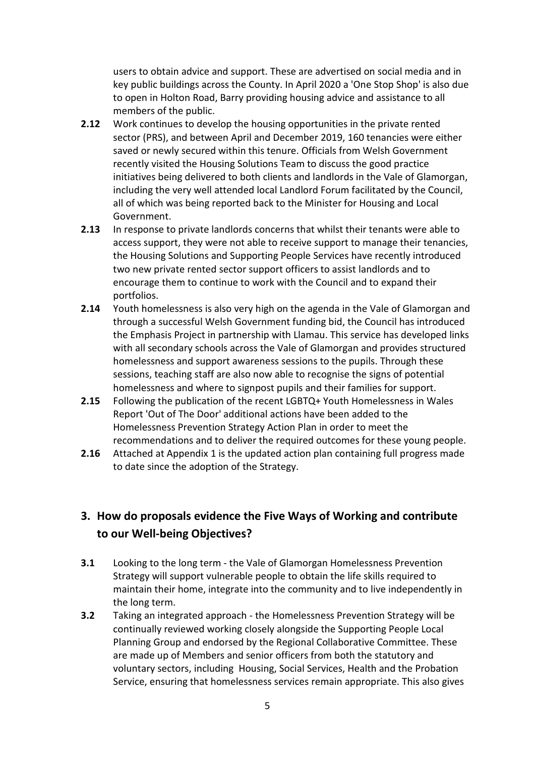users to obtain advice and support. These are advertised on social media and in key public buildings across the County. In April 2020 a 'One Stop Shop' is also due to open in Holton Road, Barry providing housing advice and assistance to all members of the public.

**2.12** Work continues to develop the housing opportunities in the private rented sector (PRS), and between April and December 2019, 160 tenancies were either saved or newly secured within this tenure. Officials from Welsh Government recently visited the Housing Solutions Team to discuss the good practice initiatives being delivered to both clients and landlords in the Vale of Glamorgan, including the very well attended local Landlord Forum facilitated by the Council, all of which was being reported back to the Minister for Housing and Local Government.

**2.13** In response to private landlords concerns that whilst their tenants were able to access support, they were not able to receive support to manage their tenancies, the Housing Solutions and Supporting People Services have recently introduced two new private rented sector support officers to assist landlords and to encourage them to continue to work with the Council and to expand their portfolios.

**2.14** Youth homelessness is also very high on the agenda in the Vale of Glamorgan and through a successful Welsh Government funding bid, the Council has introduced the Emphasis Project in partnership with Llamau. This service has developed links with all secondary schools across the Vale of Glamorgan and provides structured homelessness and support awareness sessions to the pupils. Through these sessions, teaching staff are also now able to recognise the signs of potential homelessness and where to signpost pupils and their families for support.

**2.15** Following the publication of the recent LGBTQ+ Youth Homelessness in Wales Report 'Out of The Door' additional actions have been added to the Homelessness Prevention Strategy Action Plan in order to meet the recommendations and to deliver the required outcomes for these young people.

**2.16** Attached at Appendix 1 is the updated action plan containing full progress made to date since the adoption of the Strategy.

## 3. How do proposals evidence the Five Ways of Working and contribute to our Well-being Objectives?

**3.1** Looking to the long term - the Vale of Glamorgan Homelessness Prevention Strategy will support vulnerable people to obtain the life skills required to maintain their home, integrate into the community and to live independently in the long term.

**3.2** Taking an integrated approach - the Homelessness Prevention Strategy will be continually reviewed working closely alongside the Supporting People Local Planning Group and endorsed by the Regional Collaborative Committee. These are made up of Members and senior officers from both the statutory and voluntary sectors, including Housing, Social Services, Health and the Probation Service, ensuring that homelessness services remain appropriate. This also gives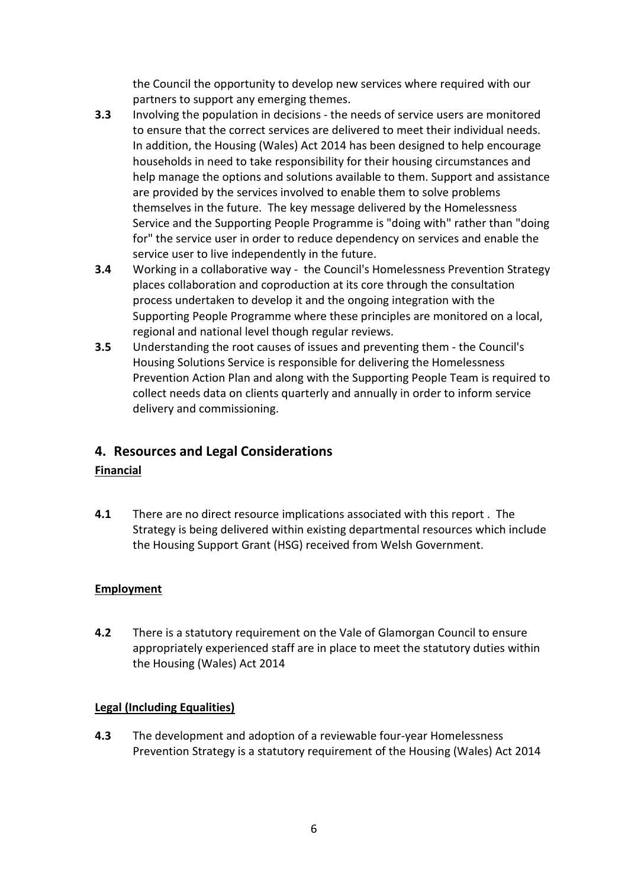the Council the opportunity to develop new services where required with our partners to support any emerging themes.

**3.3** Involving the population in decisions - the needs of service users are monitored to ensure that the correct services are delivered to meet their individual needs. In addition, the Housing (Wales) Act 2014 has been designed to help encourage households in need to take responsibility for their housing circumstances and help manage the options and solutions available to them. Support and assistance are provided by the services involved to enable them to solve problems themselves in the future. The key message delivered by the Homelessness Service and the Supporting People Programme is "doing with" rather than "doing for" the service user in order to reduce dependency on services and enable the service user to live independently in the future.

**3.4** Working in a collaborative way - the Council's Homelessness Prevention Strategy places collaboration and coproduction at its core through the consultation process undertaken to develop it and the ongoing integration with the Supporting People Programme where these principles are monitored on a local, regional and national level though regular reviews.

**3.5** Understanding the root causes of issues and preventing them - the Council's Housing Solutions Service is responsible for delivering the Homelessness Prevention Action Plan and along with the Supporting People Team is required to collect needs data on clients quarterly and annually in order to inform service delivery and commissioning.

## 4. Resources and Legal Considerations

**Financial**

**4.1** There are no direct resource implications associated with this report . The Strategy is being delivered within existing departmental resources which include the Housing Support Grant (HSG) received from Welsh Government.

**Employment**

**4.2** There is a statutory requirement on the Vale of Glamorgan Council to ensure appropriately experienced staff are in place to meet the statutory duties within the Housing (Wales) Act 2014

**Legal (Including Equalities)**

**4.3** The development and adoption of a reviewable four-year Homelessness Prevention Strategy is a statutory requirement of the Housing (Wales) Act 2014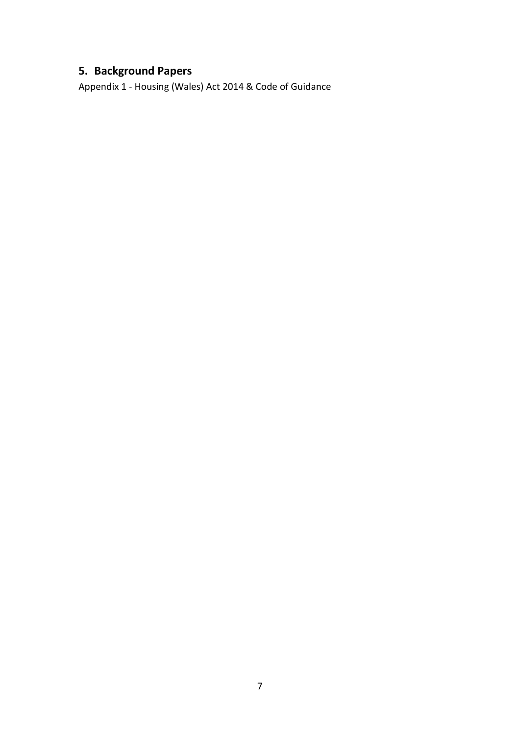## 5. Background Papers

Appendix 1 - Housing (Wales) Act 2014 & Code of Guidance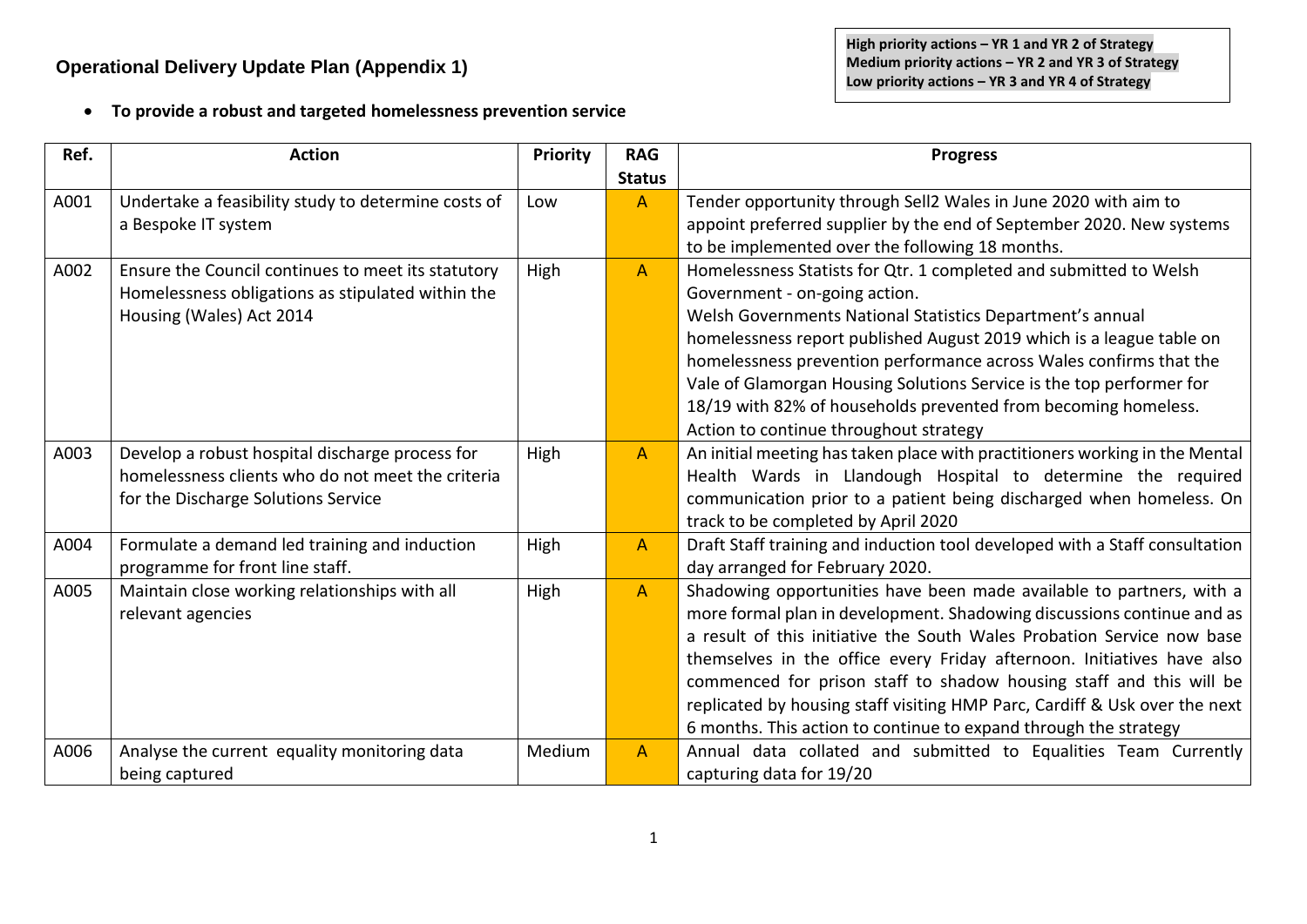## Operational Delivery Update Plan (Appendix 1)

**High priority actions – YR 1 and YR 2 of Strategy**
**Medium priority actions – YR 2 and YR 3 of Strategy**
**Low priority actions – YR 3 and YR 4 of Strategy**

- **To provide a robust and targeted homelessness prevention service**

| Ref. | Action | Priority | RAG Status | Progress |
|---|---|---|---|---|
| A001 | Undertake a feasibility study to determine costs of a Bespoke IT system | Low | A | Tender opportunity through Sell2 Wales in June 2020 with aim to appoint preferred supplier by the end of September 2020. New systems to be implemented over the following 18 months. |
| A002 | Ensure the Council continues to meet its statutory Homelessness obligations as stipulated within the Housing (Wales) Act 2014 | High | A | Homelessness Statists for Qtr. 1 completed and submitted to Welsh Government - on-going action.<br>Welsh Governments National Statistics Department's annual homelessness report published August 2019 which is a league table on homelessness prevention performance across Wales confirms that the Vale of Glamorgan Housing Solutions Service is the top performer for 18/19 with 82% of households prevented from becoming homeless.<br>Action to continue throughout strategy |
| A003 | Develop a robust hospital discharge process for homelessness clients who do not meet the criteria for the Discharge Solutions Service | High | A | An initial meeting has taken place with practitioners working in the Mental Health Wards in Llandough Hospital to determine the required communication prior to a patient being discharged when homeless. On track to be completed by April 2020 |
| A004 | Formulate a demand led training and induction programme for front line staff. | High | A | Draft Staff training and induction tool developed with a Staff consultation day arranged for February 2020. |
| A005 | Maintain close working relationships with all relevant agencies | High | A | Shadowing opportunities have been made available to partners, with a more formal plan in development. Shadowing discussions continue and as a result of this initiative the South Wales Probation Service now base themselves in the office every Friday afternoon. Initiatives have also commenced for prison staff to shadow housing staff and this will be replicated by housing staff visiting HMP Parc, Cardiff & Usk over the next 6 months. This action to continue to expand through the strategy |
| A006 | Analyse the current equality monitoring data being captured | Medium | A | Annual data collated and submitted to Equalities Team Currently capturing data for 19/20 |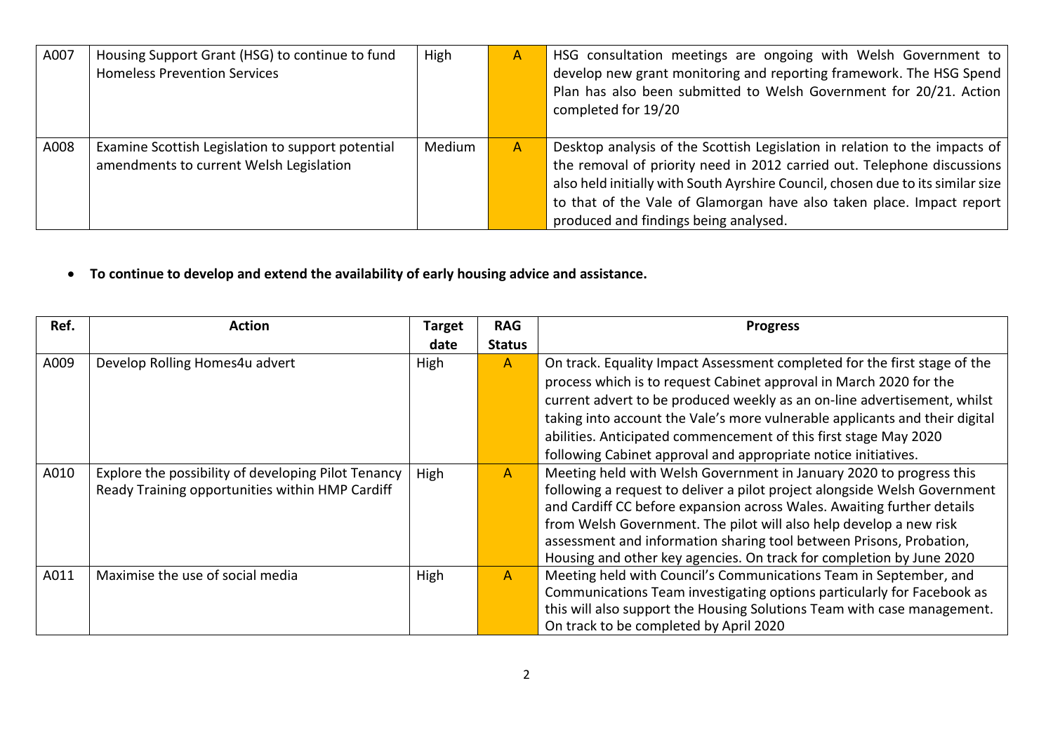| A007 | Housing Support Grant (HSG) to continue to fund Homeless Prevention Services | High | A | HSG consultation meetings are ongoing with Welsh Government to develop new grant monitoring and reporting framework. The HSG Spend Plan has also been submitted to Welsh Government for 20/21. Action completed for 19/20 |
|---|---|---|---|---|
| A008 | Examine Scottish Legislation to support potential amendments to current Welsh Legislation | Medium | A | Desktop analysis of the Scottish Legislation in relation to the impacts of the removal of priority need in 2012 carried out. Telephone discussions also held initially with South Ayrshire Council, chosen due to its similar size to that of the Vale of Glamorgan have also taken place. Impact report produced and findings being analysed. |

- **To continue to develop and extend the availability of early housing advice and assistance.**

| Ref. | Action | Target date | RAG Status | Progress |
|---|---|---|---|---|
| A009 | Develop Rolling Homes4u advert | High | A | On track. Equality Impact Assessment completed for the first stage of the process which is to request Cabinet approval in March 2020 for the current advert to be produced weekly as an on-line advertisement, whilst taking into account the Vale's more vulnerable applicants and their digital abilities. Anticipated commencement of this first stage May 2020 following Cabinet approval and appropriate notice initiatives. |
| A010 | Explore the possibility of developing Pilot Tenancy Ready Training opportunities within HMP Cardiff | High | A | Meeting held with Welsh Government in January 2020 to progress this following a request to deliver a pilot project alongside Welsh Government and Cardiff CC before expansion across Wales. Awaiting further details from Welsh Government. The pilot will also help develop a new risk assessment and information sharing tool between Prisons, Probation, Housing and other key agencies. On track for completion by June 2020 |
| A011 | Maximise the use of social media | High | A | Meeting held with Council's Communications Team in September, and Communications Team investigating options particularly for Facebook as this will also support the Housing Solutions Team with case management. On track to be completed by April 2020 |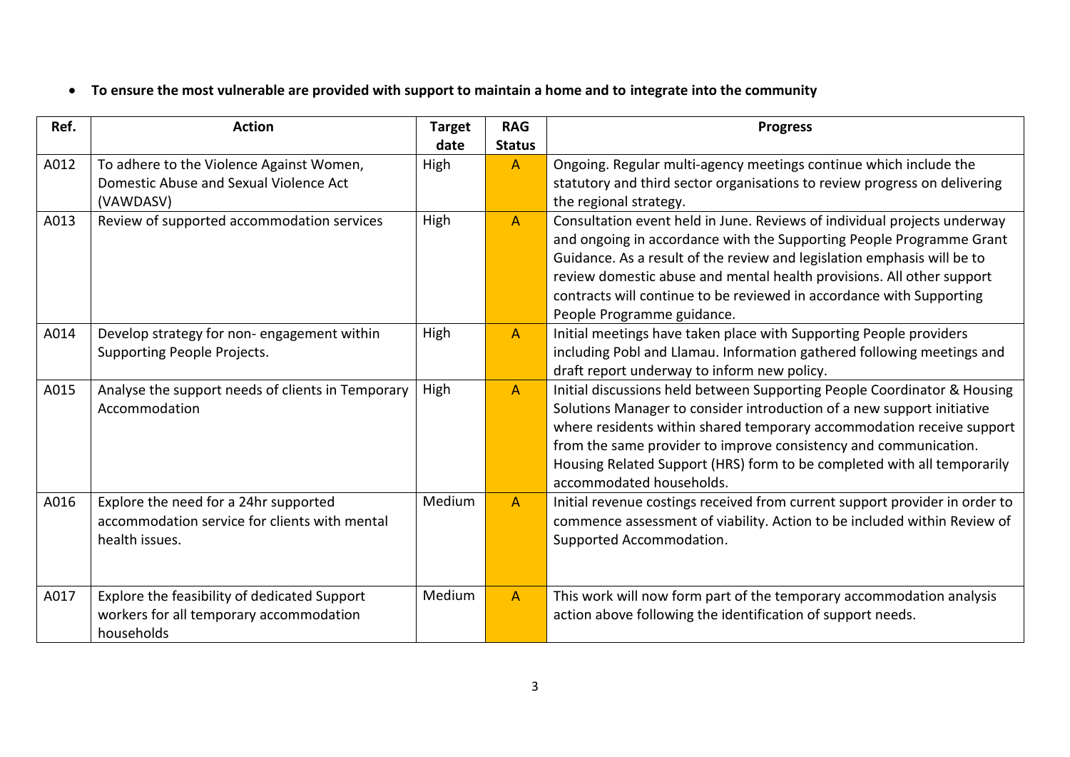- **To ensure the most vulnerable are provided with support to maintain a home and to integrate into the community**

| Ref. | Action | Target date | RAG Status | Progress |
|---|---|---|---|---|
| A012 | To adhere to the Violence Against Women, Domestic Abuse and Sexual Violence Act (VAWDASV) | High | A | Ongoing. Regular multi-agency meetings continue which include the statutory and third sector organisations to review progress on delivering the regional strategy. |
| A013 | Review of supported accommodation services | High | A | Consultation event held in June. Reviews of individual projects underway and ongoing in accordance with the Supporting People Programme Grant Guidance. As a result of the review and legislation emphasis will be to review domestic abuse and mental health provisions. All other support contracts will continue to be reviewed in accordance with Supporting People Programme guidance. |
| A014 | Develop strategy for non- engagement within Supporting People Projects. | High | A | Initial meetings have taken place with Supporting People providers including Pobl and Llamau. Information gathered following meetings and draft report underway to inform new policy. |
| A015 | Analyse the support needs of clients in Temporary Accommodation | High | A | Initial discussions held between Supporting People Coordinator & Housing Solutions Manager to consider introduction of a new support initiative where residents within shared temporary accommodation receive support from the same provider to improve consistency and communication. Housing Related Support (HRS) form to be completed with all temporarily accommodated households. |
| A016 | Explore the need for a 24hr supported accommodation service for clients with mental health issues. | Medium | A | Initial revenue costings received from current support provider in order to commence assessment of viability. Action to be included within Review of Supported Accommodation. |
| A017 | Explore the feasibility of dedicated Support workers for all temporary accommodation households | Medium | A | This work will now form part of the temporary accommodation analysis action above following the identification of support needs. |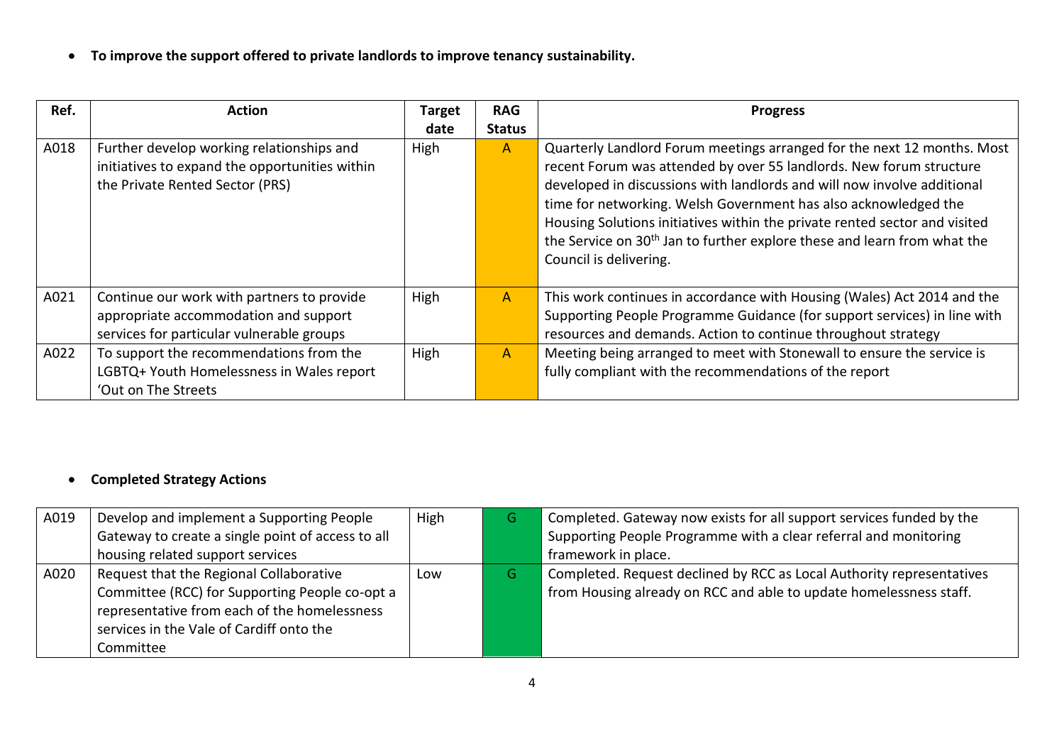- **To improve the support offered to private landlords to improve tenancy sustainability.**

| Ref. | Action | Target date | RAG Status | Progress |
|---|---|---|---|---|
| A018 | Further develop working relationships and initiatives to expand the opportunities within the Private Rented Sector (PRS) | High | A | Quarterly Landlord Forum meetings arranged for the next 12 months. Most recent Forum was attended by over 55 landlords. New forum structure developed in discussions with landlords and will now involve additional time for networking. Welsh Government has also acknowledged the Housing Solutions initiatives within the private rented sector and visited the Service on 30th Jan to further explore these and learn from what the Council is delivering. |
| A021 | Continue our work with partners to provide appropriate accommodation and support services for particular vulnerable groups | High | A | This work continues in accordance with Housing (Wales) Act 2014 and the Supporting People Programme Guidance (for support services) in line with resources and demands. Action to continue throughout strategy |
| A022 | To support the recommendations from the LGBTQ+ Youth Homelessness in Wales report 'Out on The Streets | High | A | Meeting being arranged to meet with Stonewall to ensure the service is fully compliant with the recommendations of the report |

- **Completed Strategy Actions**

| Ref. | Action | Target date | RAG Status | Progress |
|---|---|---|---|---|
| A019 | Develop and implement a Supporting People Gateway to create a single point of access to all housing related support services | High | G | Completed. Gateway now exists for all support services funded by the Supporting People Programme with a clear referral and monitoring framework in place. |
| A020 | Request that the Regional Collaborative Committee (RCC) for Supporting People co-opt a representative from each of the homelessness services in the Vale of Cardiff onto the Committee | Low | G | Completed. Request declined by RCC as Local Authority representatives from Housing already on RCC and able to update homelessness staff. |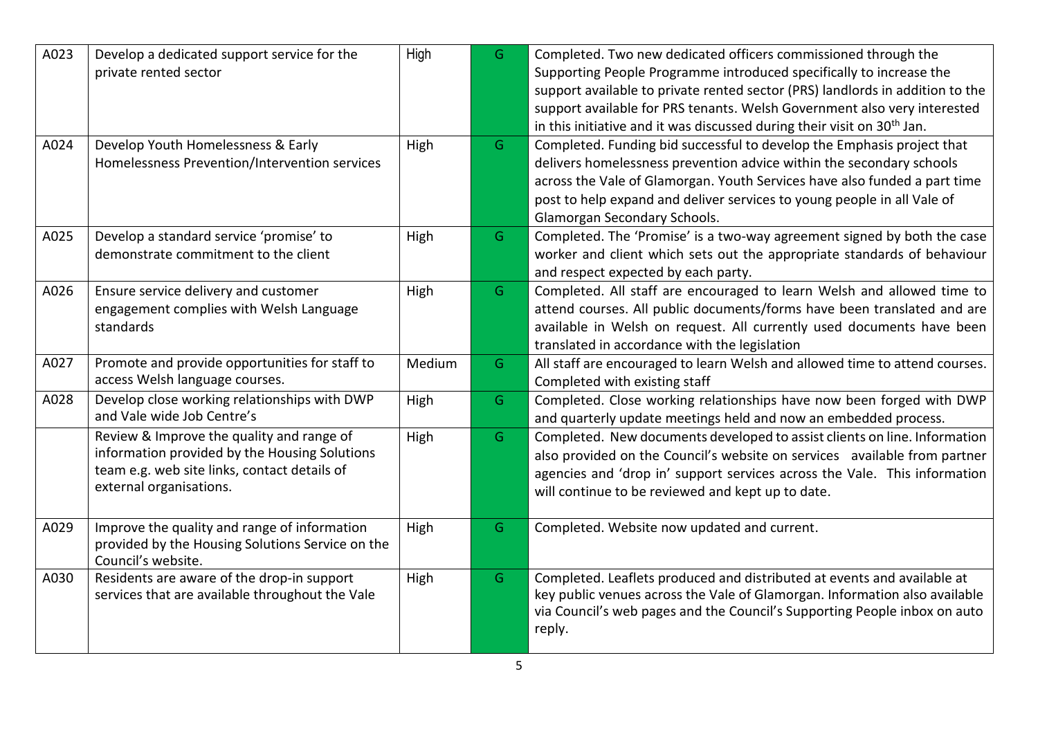| A023 | Develop a dedicated support service for the private rented sector | High | G | Completed. Two new dedicated officers commissioned through the Supporting People Programme introduced specifically to increase the support available to private rented sector (PRS) landlords in addition to the support available for PRS tenants. Welsh Government also very interested in this initiative and it was discussed during their visit on 30th Jan. |
|---|---|---|---|---|
| A024 | Develop Youth Homelessness & Early Homelessness Prevention/Intervention services | High | G | Completed. Funding bid successful to develop the Emphasis project that delivers homelessness prevention advice within the secondary schools across the Vale of Glamorgan. Youth Services have also funded a part time post to help expand and deliver services to young people in all Vale of Glamorgan Secondary Schools. |
| A025 | Develop a standard service 'promise' to demonstrate commitment to the client | High | G | Completed. The 'Promise' is a two-way agreement signed by both the case worker and client which sets out the appropriate standards of behaviour and respect expected by each party. |
| A026 | Ensure service delivery and customer engagement complies with Welsh Language standards | High | G | Completed. All staff are encouraged to learn Welsh and allowed time to attend courses. All public documents/forms have been translated and are available in Welsh on request. All currently used documents have been translated in accordance with the legislation |
| A027 | Promote and provide opportunities for staff to access Welsh language courses. | Medium | G | All staff are encouraged to learn Welsh and allowed time to attend courses. Completed with existing staff |
| A028 | Develop close working relationships with DWP and Vale wide Job Centre's | High | G | Completed. Close working relationships have now been forged with DWP and quarterly update meetings held and now an embedded process. |
| | Review & Improve the quality and range of information provided by the Housing Solutions team e.g. web site links, contact details of external organisations. | High | G | Completed. New documents developed to assist clients on line. Information also provided on the Council's website on services available from partner agencies and 'drop in' support services across the Vale. This information will continue to be reviewed and kept up to date. |
| A029 | Improve the quality and range of information provided by the Housing Solutions Service on the Council's website. | High | G | Completed. Website now updated and current. |
| A030 | Residents are aware of the drop-in support services that are available throughout the Vale | High | G | Completed. Leaflets produced and distributed at events and available at key public venues across the Vale of Glamorgan. Information also available via Council's web pages and the Council's Supporting People inbox on auto reply. |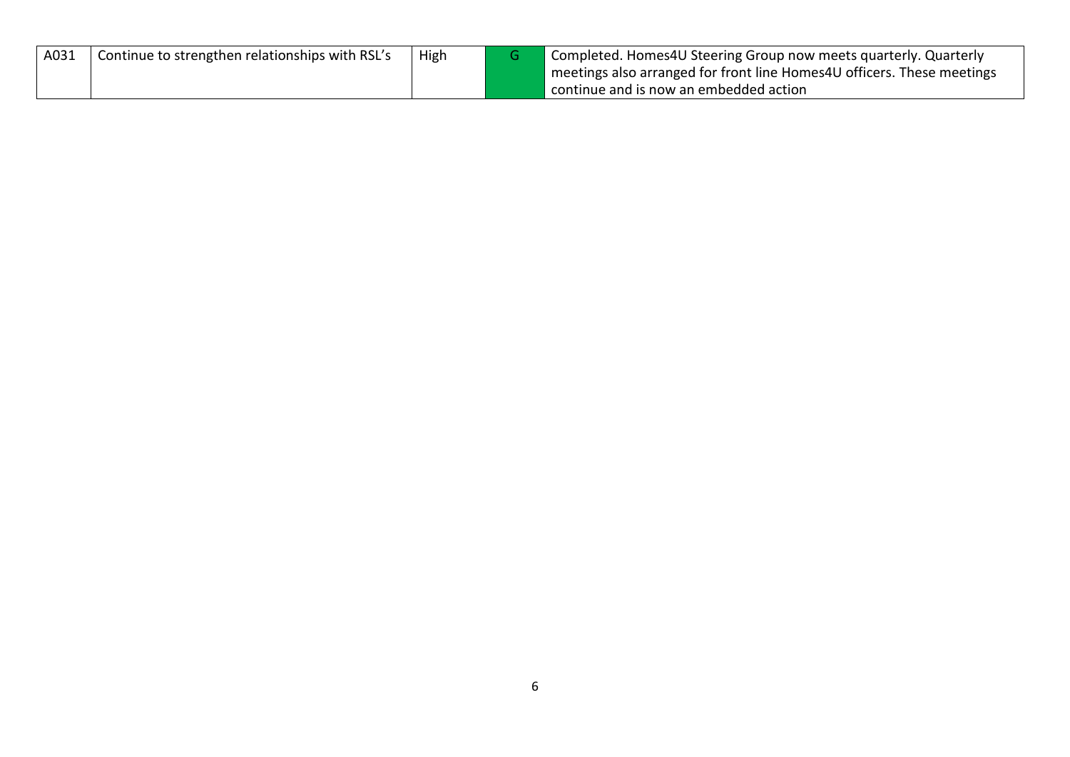| | | | | |
|---|---|---|---|---|
| A031 | Continue to strengthen relationships with RSL's | High | G | Completed. Homes4U Steering Group now meets quarterly. Quarterly meetings also arranged for front line Homes4U officers. These meetings continue and is now an embedded action |